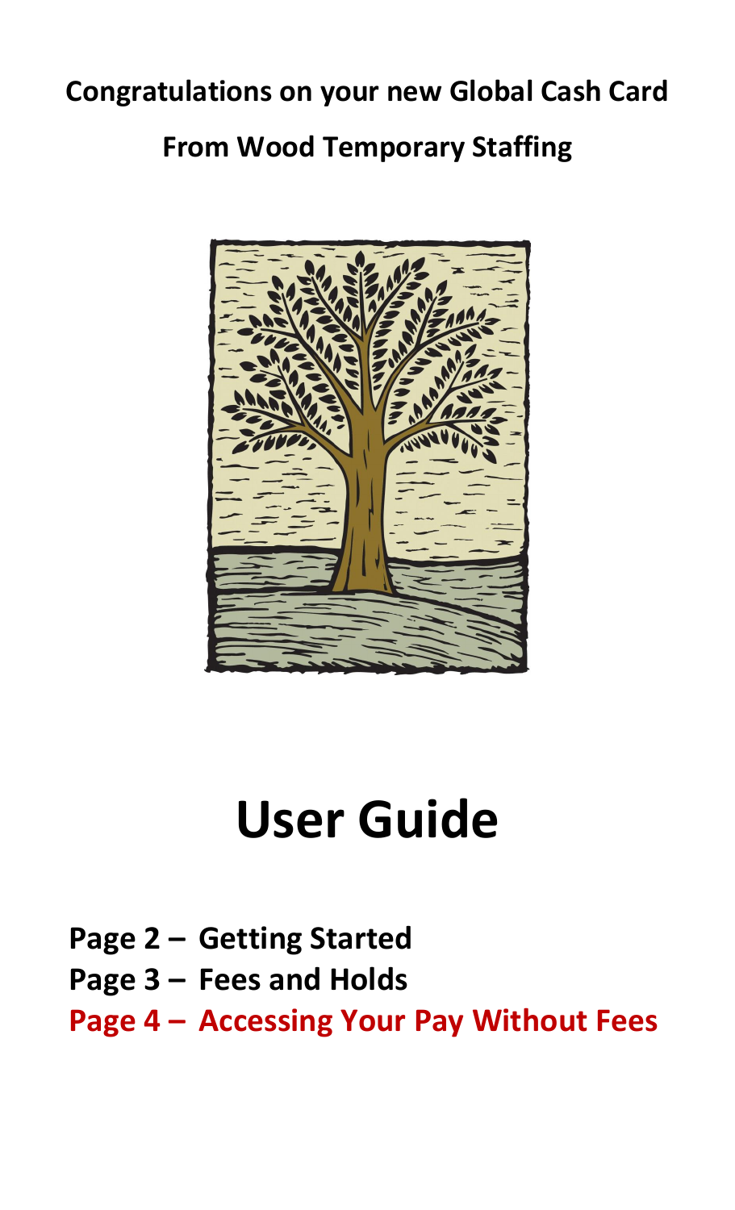**Congratulations on your new Global Cash Card**

**From Wood Temporary Staffing**

# User Guide

**Page 2 – Getting Started**
**Page 3 – Fees and Holds**
**Page 4 – Accessing Your Pay Without Fees**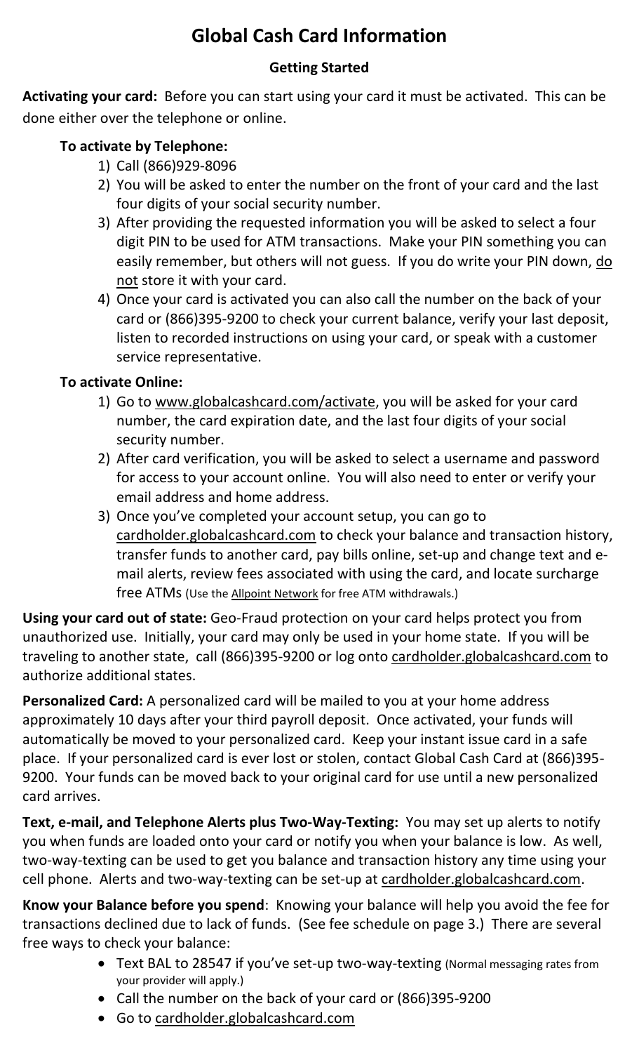# Global Cash Card Information

## Getting Started

**Activating your card:** Before you can start using your card it must be activated. This can be done either over the telephone or online.

**To activate by Telephone:**

1) Call (866)929-8096
2) You will be asked to enter the number on the front of your card and the last four digits of your social security number.
3) After providing the requested information you will be asked to select a four digit PIN to be used for ATM transactions. Make your PIN something you can easily remember, but others will not guess. If you do write your PIN down, do not store it with your card.
4) Once your card is activated you can also call the number on the back of your card or (866)395-9200 to check your current balance, verify your last deposit, listen to recorded instructions on using your card, or speak with a customer service representative.

**To activate Online:**

1) Go to www.globalcashcard.com/activate, you will be asked for your card number, the card expiration date, and the last four digits of your social security number.
2) After card verification, you will be asked to select a username and password for access to your account online. You will also need to enter or verify your email address and home address.
3) Once you've completed your account setup, you can go to cardholder.globalcashcard.com to check your balance and transaction history, transfer funds to another card, pay bills online, set-up and change text and e-mail alerts, review fees associated with using the card, and locate surcharge free ATMs (Use the Allpoint Network for free ATM withdrawals.)

**Using your card out of state:** Geo-Fraud protection on your card helps protect you from unauthorized use. Initially, your card may only be used in your home state. If you will be traveling to another state, call (866)395-9200 or log onto cardholder.globalcashcard.com to authorize additional states.

**Personalized Card:** A personalized card will be mailed to you at your home address approximately 10 days after your third payroll deposit. Once activated, your funds will automatically be moved to your personalized card. Keep your instant issue card in a safe place. If your personalized card is ever lost or stolen, contact Global Cash Card at (866)395-9200. Your funds can be moved back to your original card for use until a new personalized card arrives.

**Text, e-mail, and Telephone Alerts plus Two-Way-Texting:** You may set up alerts to notify you when funds are loaded onto your card or notify you when your balance is low. As well, two-way-texting can be used to get you balance and transaction history any time using your cell phone. Alerts and two-way-texting can be set-up at cardholder.globalcashcard.com.

**Know your Balance before you spend**: Knowing your balance will help you avoid the fee for transactions declined due to lack of funds. (See fee schedule on page 3.) There are several free ways to check your balance:

- Text BAL to 28547 if you've set-up two-way-texting (Normal messaging rates from your provider will apply.)
- Call the number on the back of your card or (866)395-9200
- Go to cardholder.globalcashcard.com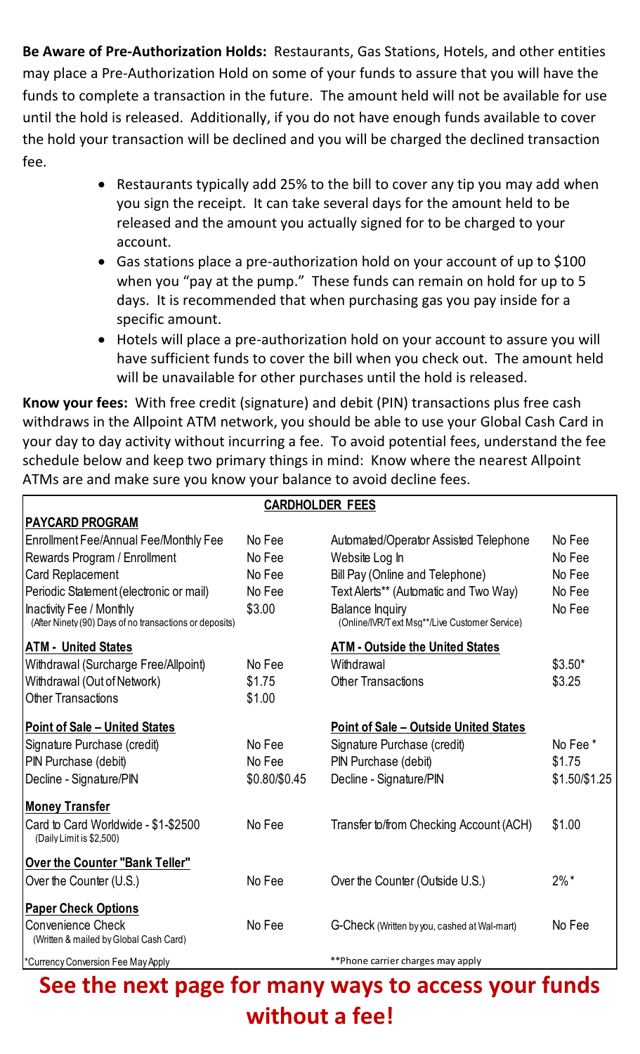**Be Aware of Pre-Authorization Holds:** Restaurants, Gas Stations, Hotels, and other entities may place a Pre-Authorization Hold on some of your funds to assure that you will have the funds to complete a transaction in the future. The amount held will not be available for use until the hold is released. Additionally, if you do not have enough funds available to cover the hold your transaction will be declined and you will be charged the declined transaction fee.

- Restaurants typically add 25% to the bill to cover any tip you may add when you sign the receipt. It can take several days for the amount held to be released and the amount you actually signed for to be charged to your account.
- Gas stations place a pre-authorization hold on your account of up to $100 when you "pay at the pump." These funds can remain on hold for up to 5 days. It is recommended that when purchasing gas you pay inside for a specific amount.
- Hotels will place a pre-authorization hold on your account to assure you will have sufficient funds to cover the bill when you check out. The amount held will be unavailable for other purchases until the hold is released.

**Know your fees:** With free credit (signature) and debit (PIN) transactions plus free cash withdraws in the Allpoint ATM network, you should be able to use your Global Cash Card in your day to day activity without incurring a fee. To avoid potential fees, understand the fee schedule below and keep two primary things in mind: Know where the nearest Allpoint ATMs are and make sure you know your balance to avoid decline fees.

| CARDHOLDER FEES | | | |
|---|---|---|---|
| **PAYCARD PROGRAM** | | | |
| Enrollment Fee/Annual Fee/Monthly Fee | No Fee | Automated/Operator Assisted Telephone | No Fee |
| Rewards Program / Enrollment | No Fee | Website Log In | No Fee |
| Card Replacement | No Fee | Bill Pay (Online and Telephone) | No Fee |
| Periodic Statement (electronic or mail) | No Fee | Text Alerts** (Automatic and Two Way) | No Fee |
| Inactivity Fee / Monthly (After Ninety (90) Days of no transactions or deposits) | $3.00 | Balance Inquiry (Online/IVR/Text Msg**/Live Customer Service) | No Fee |
| **ATM - United States** | | **ATM - Outside the United States** | |
| Withdrawal (Surcharge Free/Allpoint) | No Fee | Withdrawal | $3.50* |
| Withdrawal (Out of Network) | $1.75 | Other Transactions | $3.25 |
| Other Transactions | $1.00 | | |
| **Point of Sale – United States** | | **Point of Sale – Outside United States** | |
| Signature Purchase (credit) | No Fee | Signature Purchase (credit) | No Fee * |
| PIN Purchase (debit) | No Fee | PIN Purchase (debit) | $1.75 |
| Decline - Signature/PIN | $0.80/$0.45 | Decline - Signature/PIN | $1.50/$1.25 |
| **Money Transfer** | | | |
| Card to Card Worldwide - $1-$2500 (Daily Limit is $2,500) | No Fee | Transfer to/from Checking Account (ACH) | $1.00 |
| **Over the Counter "Bank Teller"** | | | |
| Over the Counter (U.S.) | No Fee | Over the Counter (Outside U.S.) | 2%* |
| **Paper Check Options** | | | |
| Convenience Check (Written & mailed by Global Cash Card) | No Fee | G-Check (Written by you, cashed at Wal-mart) | No Fee |
| *Currency Conversion Fee May Apply | | **Phone carrier charges may apply | |

## See the next page for many ways to access your funds without a fee!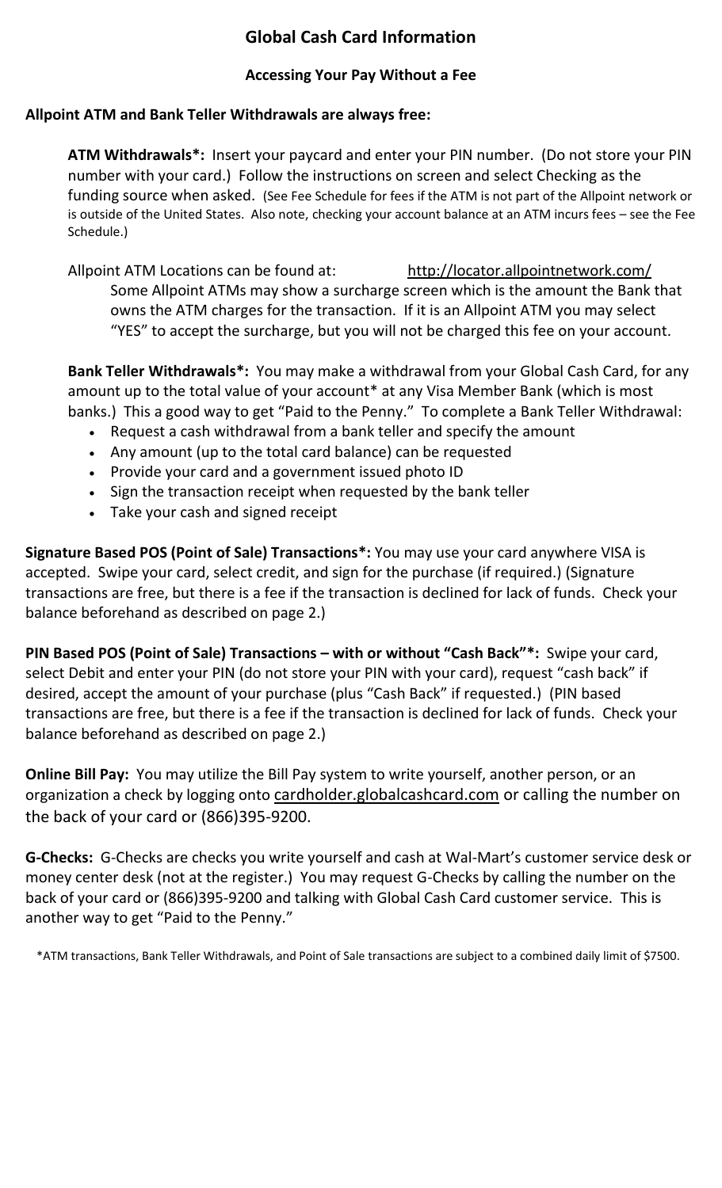# Global Cash Card Information

## Accessing Your Pay Without a Fee

**Allpoint ATM and Bank Teller Withdrawals are always free:**

**ATM Withdrawals*:** Insert your paycard and enter your PIN number. (Do not store your PIN number with your card.) Follow the instructions on screen and select Checking as the funding source when asked. (See Fee Schedule for fees if the ATM is not part of the Allpoint network or is outside of the United States. Also note, checking your account balance at an ATM incurs fees – see the Fee Schedule.)

Allpoint ATM Locations can be found at: http://locator.allpointnetwork.com/

Some Allpoint ATMs may show a surcharge screen which is the amount the Bank that owns the ATM charges for the transaction. If it is an Allpoint ATM you may select "YES" to accept the surcharge, but you will not be charged this fee on your account.

**Bank Teller Withdrawals*:** You may make a withdrawal from your Global Cash Card, for any amount up to the total value of your account* at any Visa Member Bank (which is most banks.) This a good way to get "Paid to the Penny." To complete a Bank Teller Withdrawal:

- Request a cash withdrawal from a bank teller and specify the amount
- Any amount (up to the total card balance) can be requested
- Provide your card and a government issued photo ID
- Sign the transaction receipt when requested by the bank teller
- Take your cash and signed receipt

**Signature Based POS (Point of Sale) Transactions*:** You may use your card anywhere VISA is accepted. Swipe your card, select credit, and sign for the purchase (if required.) (Signature transactions are free, but there is a fee if the transaction is declined for lack of funds. Check your balance beforehand as described on page 2.)

**PIN Based POS (Point of Sale) Transactions – with or without "Cash Back"*:** Swipe your card, select Debit and enter your PIN (do not store your PIN with your card), request "cash back" if desired, accept the amount of your purchase (plus "Cash Back" if requested.) (PIN based transactions are free, but there is a fee if the transaction is declined for lack of funds. Check your balance beforehand as described on page 2.)

**Online Bill Pay:** You may utilize the Bill Pay system to write yourself, another person, or an organization a check by logging onto cardholder.globalcashcard.com or calling the number on the back of your card or (866)395-9200.

**G-Checks:** G-Checks are checks you write yourself and cash at Wal-Mart's customer service desk or money center desk (not at the register.) You may request G-Checks by calling the number on the back of your card or (866)395-9200 and talking with Global Cash Card customer service. This is another way to get "Paid to the Penny."

*ATM transactions, Bank Teller Withdrawals, and Point of Sale transactions are subject to a combined daily limit of $7500.